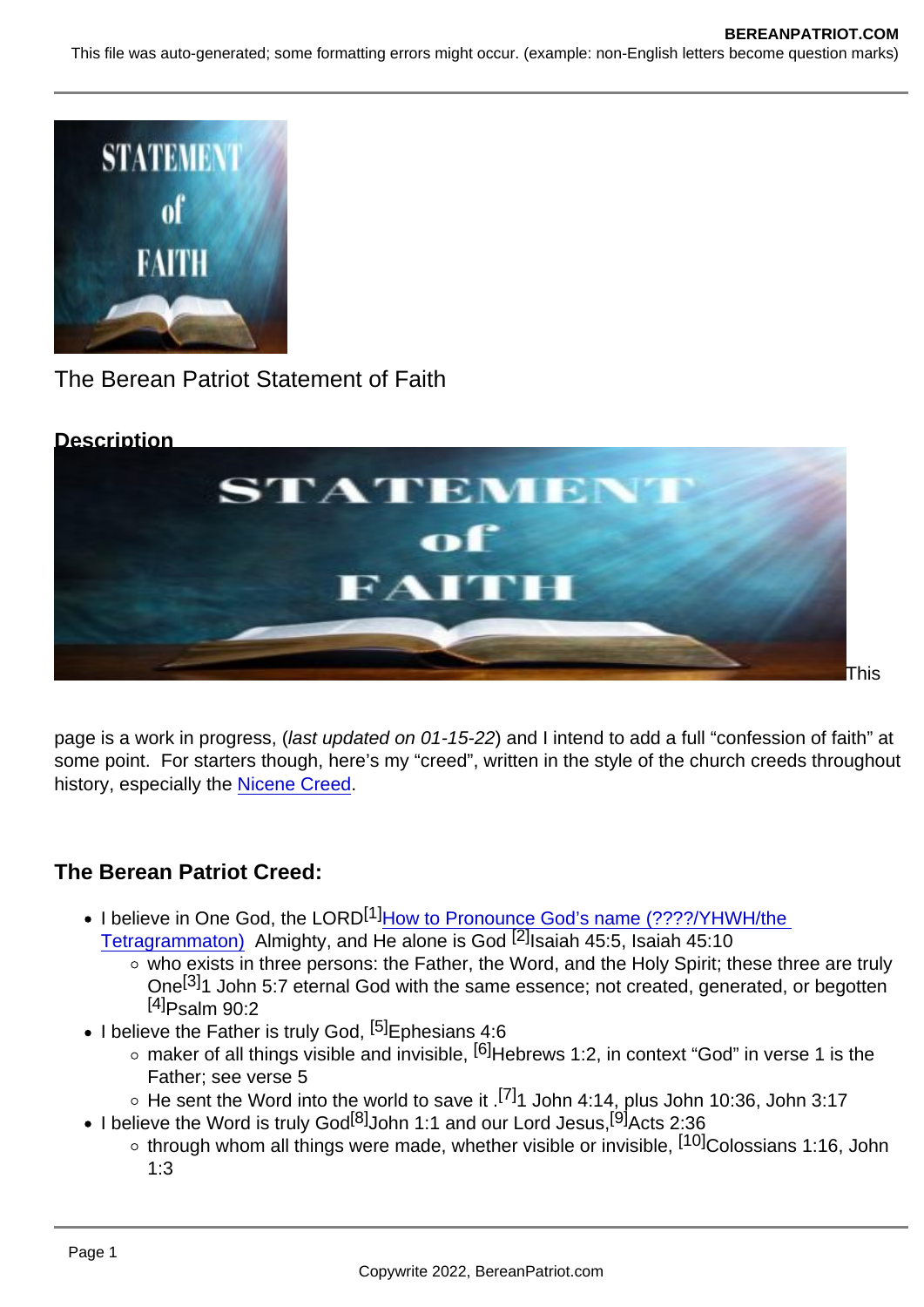The Berean Patriot Statement of Faith

**Description**

This page is a work in progress, (*last updated on 01-15-22*) and I intend to add a full "confession of faith" at some point. For starters though, here's my "creed", written in the style of the church creeds throughout history, especially the Nicene Creed.

### The Berean Patriot Creed:

- I believe in One God, the LORD[1]How to Pronounce God's name (????/YHWH/the Tetragrammaton) Almighty, and He alone is God [2]Isaiah 45:5, Isaiah 45:10
  - who exists in three persons: the Father, the Word, and the Holy Spirit; these three are truly One[3]1 John 5:7 eternal God with the same essence; not created, generated, or begotten [4]Psalm 90:2
- I believe the Father is truly God, [5]Ephesians 4:6
  - maker of all things visible and invisible, [6]Hebrews 1:2, in context "God" in verse 1 is the Father; see verse 5
  - He sent the Word into the world to save it .[7]1 John 4:14, plus John 10:36, John 3:17
- I believe the Word is truly God[8]John 1:1 and our Lord Jesus,[9]Acts 2:36
  - through whom all things were made, whether visible or invisible, [10]Colossians 1:16, John 1:3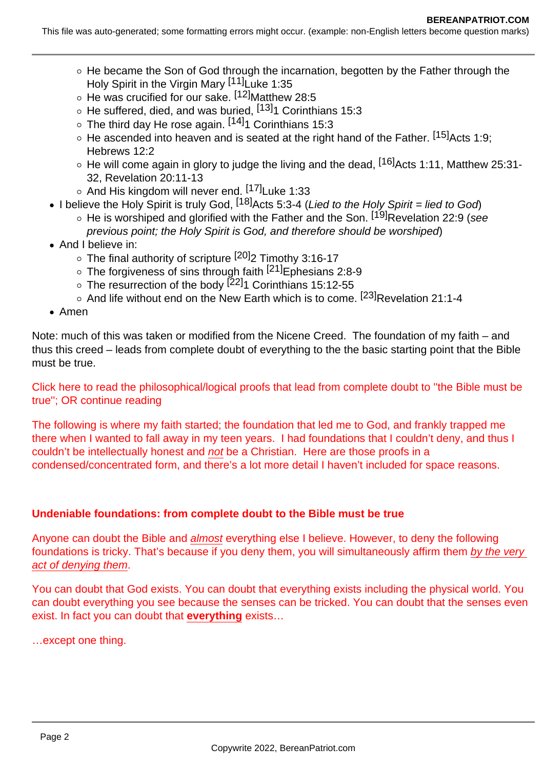- He became the Son of God through the incarnation, begotten by the Father through the Holy Spirit in the Virgin Mary [11]Luke 1:35
    - He was crucified for our sake. [12]Matthew 28:5
    - He suffered, died, and was buried, [13]1 Corinthians 15:3
    - The third day He rose again. [14]1 Corinthians 15:3
    - He ascended into heaven and is seated at the right hand of the Father. [15]Acts 1:9; Hebrews 12:2
    - He will come again in glory to judge the living and the dead, [16]Acts 1:11, Matthew 25:31-32, Revelation 20:11-13
    - And His kingdom will never end. [17]Luke 1:33
- I believe the Holy Spirit is truly God, [18]Acts 5:3-4 (*Lied to the Holy Spirit = lied to God*)
    - He is worshiped and glorified with the Father and the Son. [19]Revelation 22:9 (*see previous point; the Holy Spirit is God, and therefore should be worshiped*)
- And I believe in:
    - The final authority of scripture [20]2 Timothy 3:16-17
    - The forgiveness of sins through faith [21]Ephesians 2:8-9
    - The resurrection of the body [22]1 Corinthians 15:12-55
    - And life without end on the New Earth which is to come. [23]Revelation 21:1-4
- Amen

Note: much of this was taken or modified from the Nicene Creed. The foundation of my faith – and thus this creed – leads from complete doubt of everything to the the basic starting point that the Bible must be true.

Click here to read the philosophical/logical proofs that lead from complete doubt to "the Bible must be true"; OR continue reading

The following is where my faith started; the foundation that led me to God, and frankly trapped me there when I wanted to fall away in my teen years. I had foundations that I couldn't deny, and thus I couldn't be intellectually honest and *not* be a Christian. Here are those proofs in a condensed/concentrated form, and there's a lot more detail I haven't included for space reasons.

**Undeniable foundations: from complete doubt to the Bible must be true**

Anyone can doubt the Bible and *almost* everything else I believe. However, to deny the following foundations is tricky. That's because if you deny them, you will simultaneously affirm them *by the very act of denying them*.

You can doubt that God exists. You can doubt that everything exists including the physical world. You can doubt everything you see because the senses can be tricked. You can doubt that the senses even exist. In fact you can doubt that **everything** exists…

…except one thing.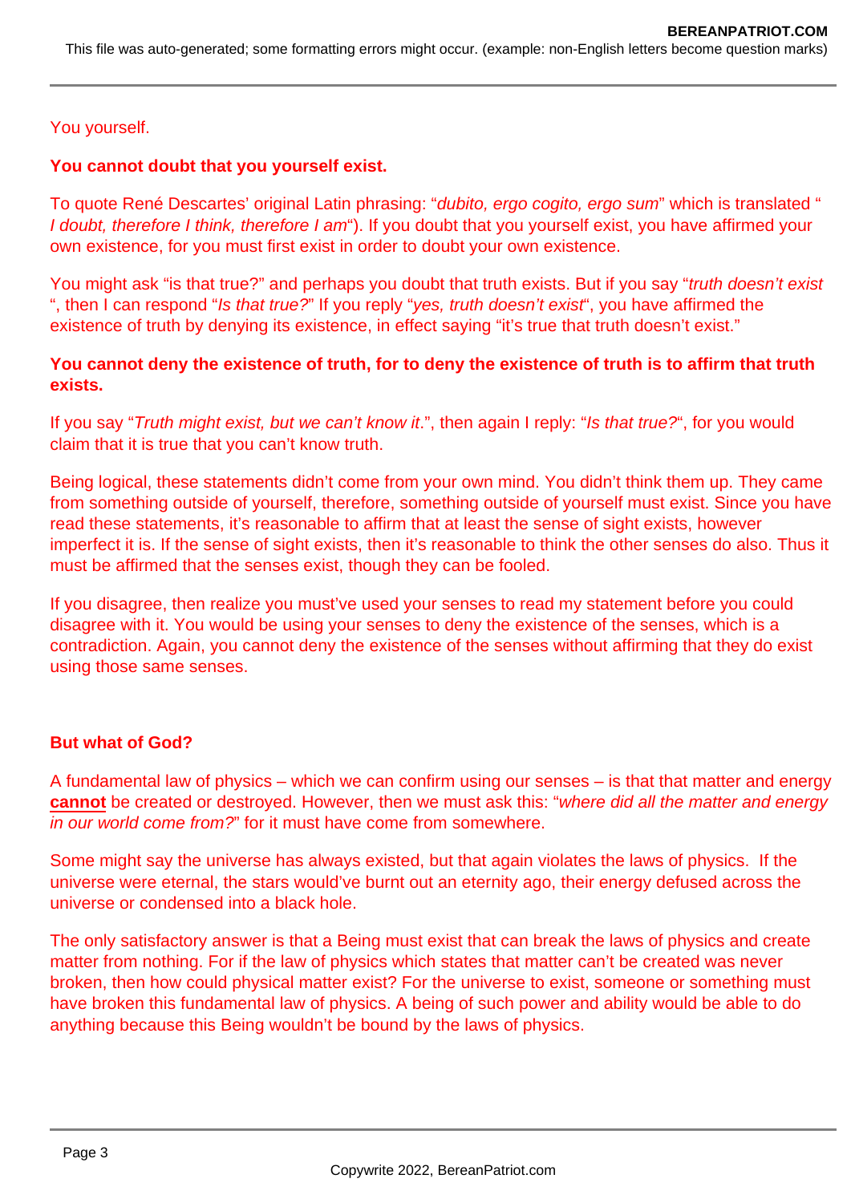You yourself.

**You cannot doubt that you yourself exist.**

To quote René Descartes' original Latin phrasing: "*dubito, ergo cogito, ergo sum*" which is translated "*I doubt, therefore I think, therefore I am*"). If you doubt that you yourself exist, you have affirmed your own existence, for you must first exist in order to doubt your own existence.

You might ask "is that true?" and perhaps you doubt that truth exists. But if you say "*truth doesn't exist*", then I can respond "*Is that true?*" If you reply "*yes, truth doesn't exist*", you have affirmed the existence of truth by denying its existence, in effect saying "it's true that truth doesn't exist."

**You cannot deny the existence of truth, for to deny the existence of truth is to affirm that truth exists.**

If you say "*Truth might exist, but we can't know it*.", then again I reply: "*Is that true?*", for you would claim that it is true that you can't know truth.

Being logical, these statements didn't come from your own mind. You didn't think them up. They came from something outside of yourself, therefore, something outside of yourself must exist. Since you have read these statements, it's reasonable to affirm that at least the sense of sight exists, however imperfect it is. If the sense of sight exists, then it's reasonable to think the other senses do also. Thus it must be affirmed that the senses exist, though they can be fooled.

If you disagree, then realize you must've used your senses to read my statement before you could disagree with it. You would be using your senses to deny the existence of the senses, which is a contradiction. Again, you cannot deny the existence of the senses without affirming that they do exist using those same senses.

**But what of God?**

A fundamental law of physics – which we can confirm using our senses – is that that matter and energy **cannot** be created or destroyed. However, then we must ask this: "*where did all the matter and energy in our world come from?*" for it must have come from somewhere.

Some might say the universe has always existed, but that again violates the laws of physics. If the universe were eternal, the stars would've burnt out an eternity ago, their energy defused across the universe or condensed into a black hole.

The only satisfactory answer is that a Being must exist that can break the laws of physics and create matter from nothing. For if the law of physics which states that matter can't be created was never broken, then how could physical matter exist? For the universe to exist, someone or something must have broken this fundamental law of physics. A being of such power and ability would be able to do anything because this Being wouldn't be bound by the laws of physics.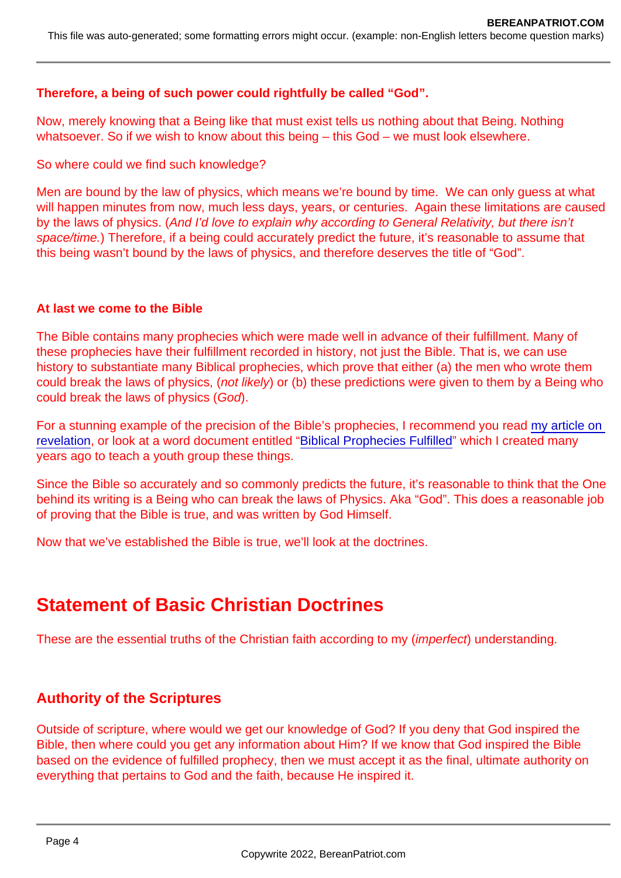**Therefore, a being of such power could rightfully be called “God”.**

Now, merely knowing that a Being like that must exist tells us nothing about that Being. Nothing whatsoever. So if we wish to know about this being – this God – we must look elsewhere.

So where could we find such knowledge?

Men are bound by the law of physics, which means we’re bound by time. We can only guess at what will happen minutes from now, much less days, years, or centuries. Again these limitations are caused by the laws of physics. (*And I’d love to explain why according to General Relativity, but there isn’t space/time.*) Therefore, if a being could accurately predict the future, it’s reasonable to assume that this being wasn’t bound by the laws of physics, and therefore deserves the title of “God”.

**At last we come to the Bible**

The Bible contains many prophecies which were made well in advance of their fulfillment. Many of these prophecies have their fulfillment recorded in history, not just the Bible. That is, we can use history to substantiate many Biblical prophecies, which prove that either (a) the men who wrote them could break the laws of physics, (*not likely*) or (b) these predictions were given to them by a Being who could break the laws of physics (*God*).

For a stunning example of the precision of the Bible’s prophecies, I recommend you read my article on revelation, or look at a word document entitled “Biblical Prophecies Fulfilled” which I created many years ago to teach a youth group these things.

Since the Bible so accurately and so commonly predicts the future, it’s reasonable to think that the One behind its writing is a Being who can break the laws of Physics. Aka “God”. This does a reasonable job of proving that the Bible is true, and was written by God Himself.

Now that we’ve established the Bible is true, we’ll look at the doctrines.

## Statement of Basic Christian Doctrines

These are the essential truths of the Christian faith according to my (*imperfect*) understanding.

### Authority of the Scriptures

Outside of scripture, where would we get our knowledge of God? If you deny that God inspired the Bible, then where could you get any information about Him? If we know that God inspired the Bible based on the evidence of fulfilled prophecy, then we must accept it as the final, ultimate authority on everything that pertains to God and the faith, because He inspired it.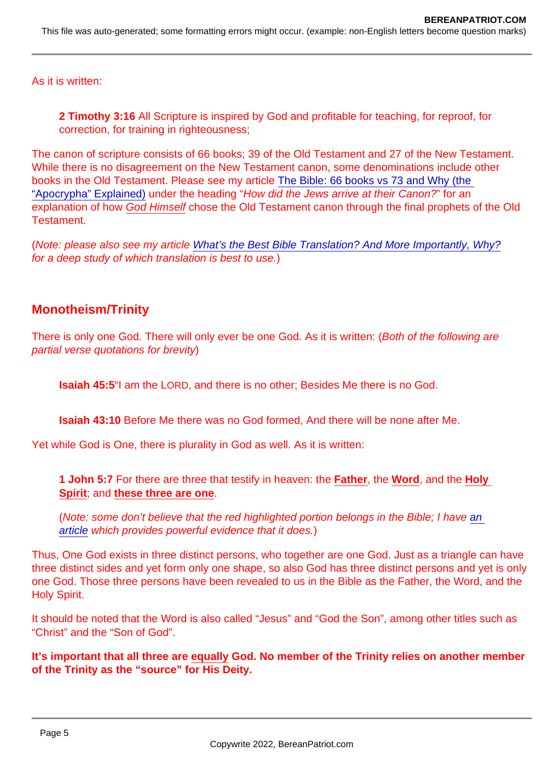As it is written:

> **2 Timothy 3:16** All Scripture is inspired by God and profitable for teaching, for reproof, for correction, for training in righteousness;

The canon of scripture consists of 66 books; 39 of the Old Testament and 27 of the New Testament. While there is no disagreement on the New Testament canon, some denominations include other books in the Old Testament. Please see my article The Bible: 66 books vs 73 and Why (the "Apocrypha" Explained) under the heading "*How did the Jews arrive at their Canon?*" for an explanation of how *God Himself* chose the Old Testament canon through the final prophets of the Old Testament.

(*Note: please also see my article What's the Best Bible Translation? And More Importantly, Why? for a deep study of which translation is best to use.*)

## Monotheism/Trinity

There is only one God. There will only ever be one God. As it is written: (*Both of the following are partial verse quotations for brevity*)

> **Isaiah 45:5**"I am the LORD, and there is no other; Besides Me there is no God.

> **Isaiah 43:10** Before Me there was no God formed, And there will be none after Me.

Yet while God is One, there is plurality in God as well. As it is written:

> **1 John 5:7** For there are three that testify in heaven: the **Father**, the **Word**, and the **Holy Spirit**; and **these three are one**.
>
> (*Note: some don't believe that the red highlighted portion belongs in the Bible; I have an article which provides powerful evidence that it does.*)

Thus, One God exists in three distinct persons, who together are one God. Just as a triangle can have three distinct sides and yet form only one shape, so also God has three distinct persons and yet is only one God. Those three persons have been revealed to us in the Bible as the Father, the Word, and the Holy Spirit.

It should be noted that the Word is also called "Jesus" and "God the Son", among other titles such as "Christ" and the "Son of God".

**It's important that all three are equally God. No member of the Trinity relies on another member of the Trinity as the "source" for His Deity.**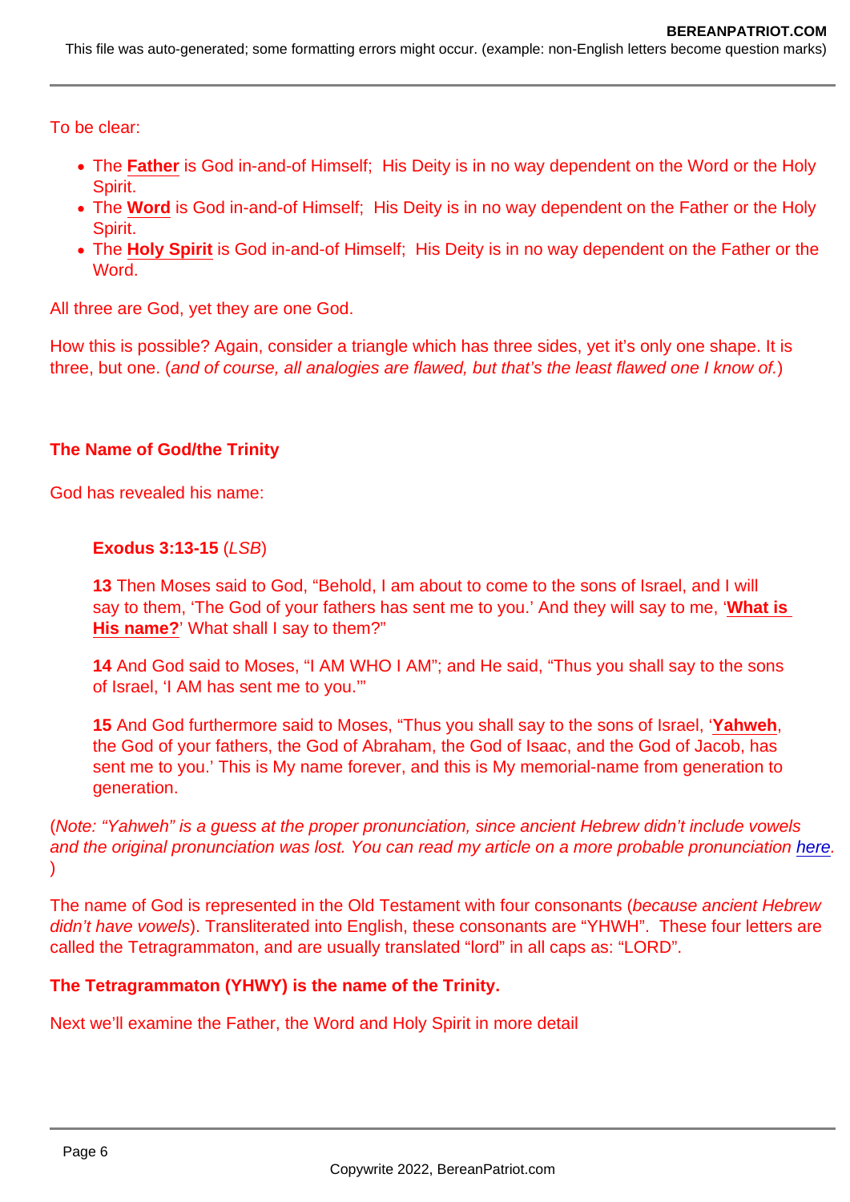To be clear:

- The **Father** is God in-and-of Himself; His Deity is in no way dependent on the Word or the Holy Spirit.
- The **Word** is God in-and-of Himself; His Deity is in no way dependent on the Father or the Holy Spirit.
- The **Holy Spirit** is God in-and-of Himself; His Deity is in no way dependent on the Father or the Word.

All three are God, yet they are one God.

How this is possible? Again, consider a triangle which has three sides, yet it's only one shape. It is three, but one. (*and of course, all analogies are flawed, but that's the least flawed one I know of.*)

**The Name of God/the Trinity**

God has revealed his name:

> **Exodus 3:13-15** (*LSB*)
>
> **13** Then Moses said to God, "Behold, I am about to come to the sons of Israel, and I will say to them, 'The God of your fathers has sent me to you.' And they will say to me, '**What is His name?**' What shall I say to them?"
>
> **14** And God said to Moses, "I AM WHO I AM"; and He said, "Thus you shall say to the sons of Israel, 'I AM has sent me to you.'"
>
> **15** And God furthermore said to Moses, "Thus you shall say to the sons of Israel, '**Yahweh**, the God of your fathers, the God of Abraham, the God of Isaac, and the God of Jacob, has sent me to you.' This is My name forever, and this is My memorial-name from generation to generation.

(*Note: "Yahweh" is a guess at the proper pronunciation, since ancient Hebrew didn't include vowels and the original pronunciation was lost. You can read my article on a more probable pronunciation here.*)

The name of God is represented in the Old Testament with four consonants (*because ancient Hebrew didn't have vowels*). Transliterated into English, these consonants are "YHWH". These four letters are called the Tetragrammaton, and are usually translated "lord" in all caps as: "LORD".

**The Tetragrammaton (YHWY) is the name of the Trinity.**

Next we'll examine the Father, the Word and Holy Spirit in more detail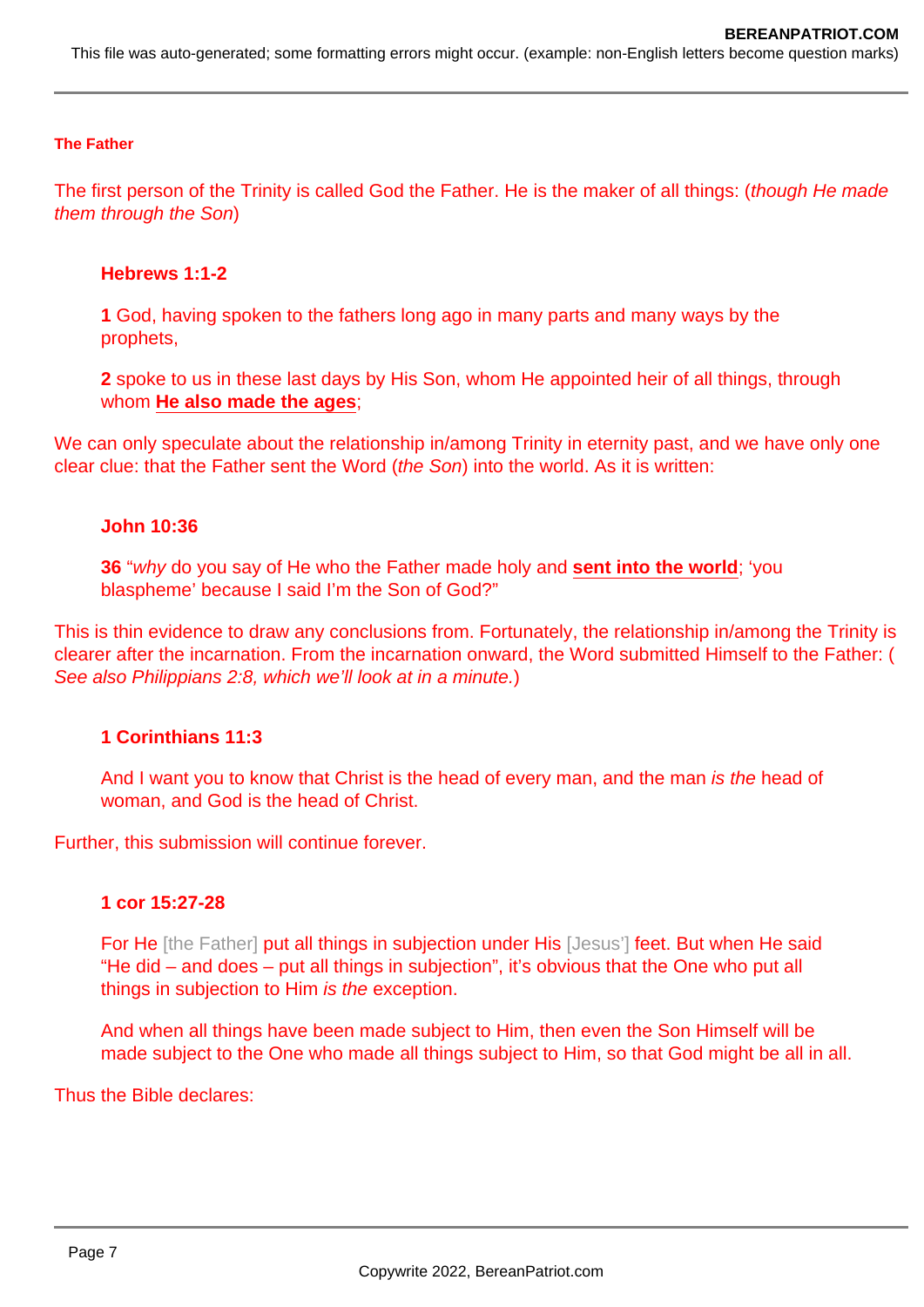### The Father

The first person of the Trinity is called God the Father. He is the maker of all things: (*though He made them through the Son*)

> **Hebrews 1:1-2**
>
> **1** God, having spoken to the fathers long ago in many parts and many ways by the prophets,
>
> **2** spoke to us in these last days by His Son, whom He appointed heir of all things, through whom **He also made the ages**;

We can only speculate about the relationship in/among Trinity in eternity past, and we have only one clear clue: that the Father sent the Word (*the Son*) into the world. As it is written:

> **John 10:36**
>
> **36** "*why* do you say of He who the Father made holy and **sent into the world**; 'you blaspheme' because I said I'm the Son of God?"

This is thin evidence to draw any conclusions from. Fortunately, the relationship in/among the Trinity is clearer after the incarnation. From the incarnation onward, the Word submitted Himself to the Father: (*See also Philippians 2:8, which we'll look at in a minute.*)

> **1 Corinthians 11:3**
>
> And I want you to know that Christ is the head of every man, and the man *is the* head of woman, and God is the head of Christ.

Further, this submission will continue forever.

> **1 cor 15:27-28**
>
> For He [the Father] put all things in subjection under His [Jesus'] feet. But when He said "He did – and does – put all things in subjection", it's obvious that the One who put all things in subjection to Him *is the* exception.
>
> And when all things have been made subject to Him, then even the Son Himself will be made subject to the One who made all things subject to Him, so that God might be all in all.

Thus the Bible declares: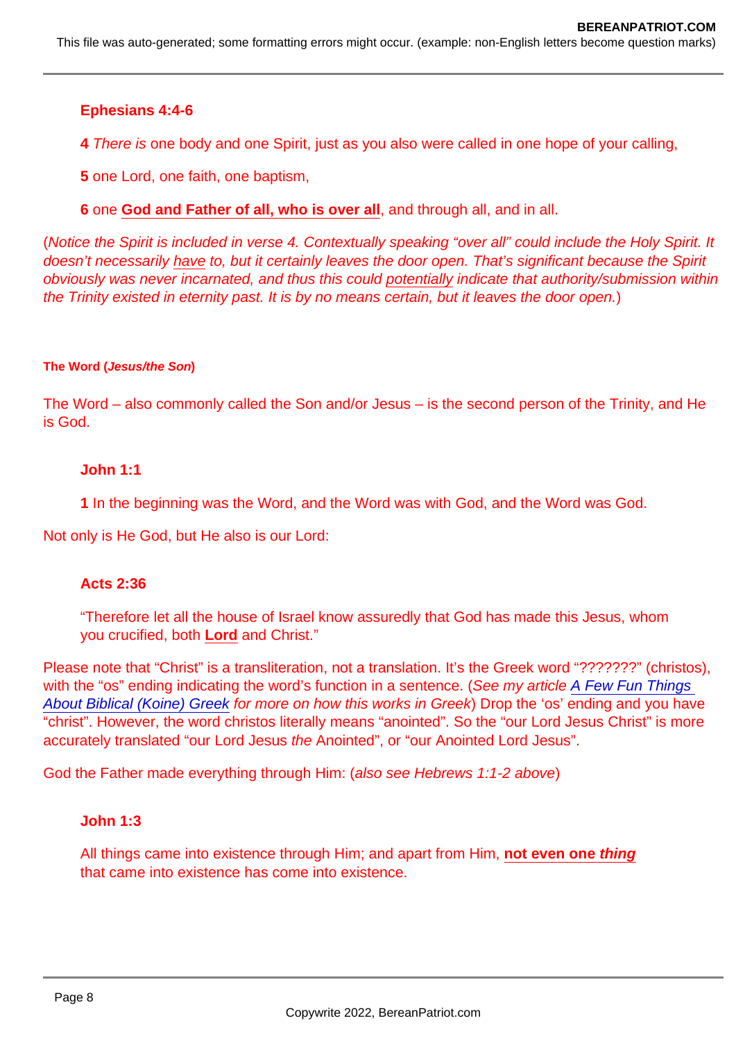**Ephesians 4:4-6**

**4** *There is* one body and one Spirit, just as you also were called in one hope of your calling,

**5** one Lord, one faith, one baptism,

**6** one **God and Father of all, who is over all**, and through all, and in all.

(*Notice the Spirit is included in verse 4. Contextually speaking "over all" could include the Holy Spirit. It doesn't necessarily have to, but it certainly leaves the door open. That's significant because the Spirit obviously was never incarnated, and thus this could potentially indicate that authority/submission within the Trinity existed in eternity past. It is by no means certain, but it leaves the door open.*)

#### The Word (*Jesus/the Son*)

The Word – also commonly called the Son and/or Jesus – is the second person of the Trinity, and He is God.

**John 1:1**

**1** In the beginning was the Word, and the Word was with God, and the Word was God.

Not only is He God, but He also is our Lord:

**Acts 2:36**

"Therefore let all the house of Israel know assuredly that God has made this Jesus, whom you crucified, both **Lord** and Christ."

Please note that "Christ" is a transliteration, not a translation. It's the Greek word "???????" (christos), with the "os" ending indicating the word's function in a sentence. (*See my article* A Few Fun Things About Biblical (Koine) Greek *for more on how this works in Greek*) Drop the 'os' ending and you have "christ". However, the word christos literally means "anointed". So the "our Lord Jesus Christ" is more accurately translated "our Lord Jesus *the* Anointed", or "our Anointed Lord Jesus".

God the Father made everything through Him: (*also see Hebrews 1:1-2 above*)

**John 1:3**

All things came into existence through Him; and apart from Him, **not even one *thing*** that came into existence has come into existence.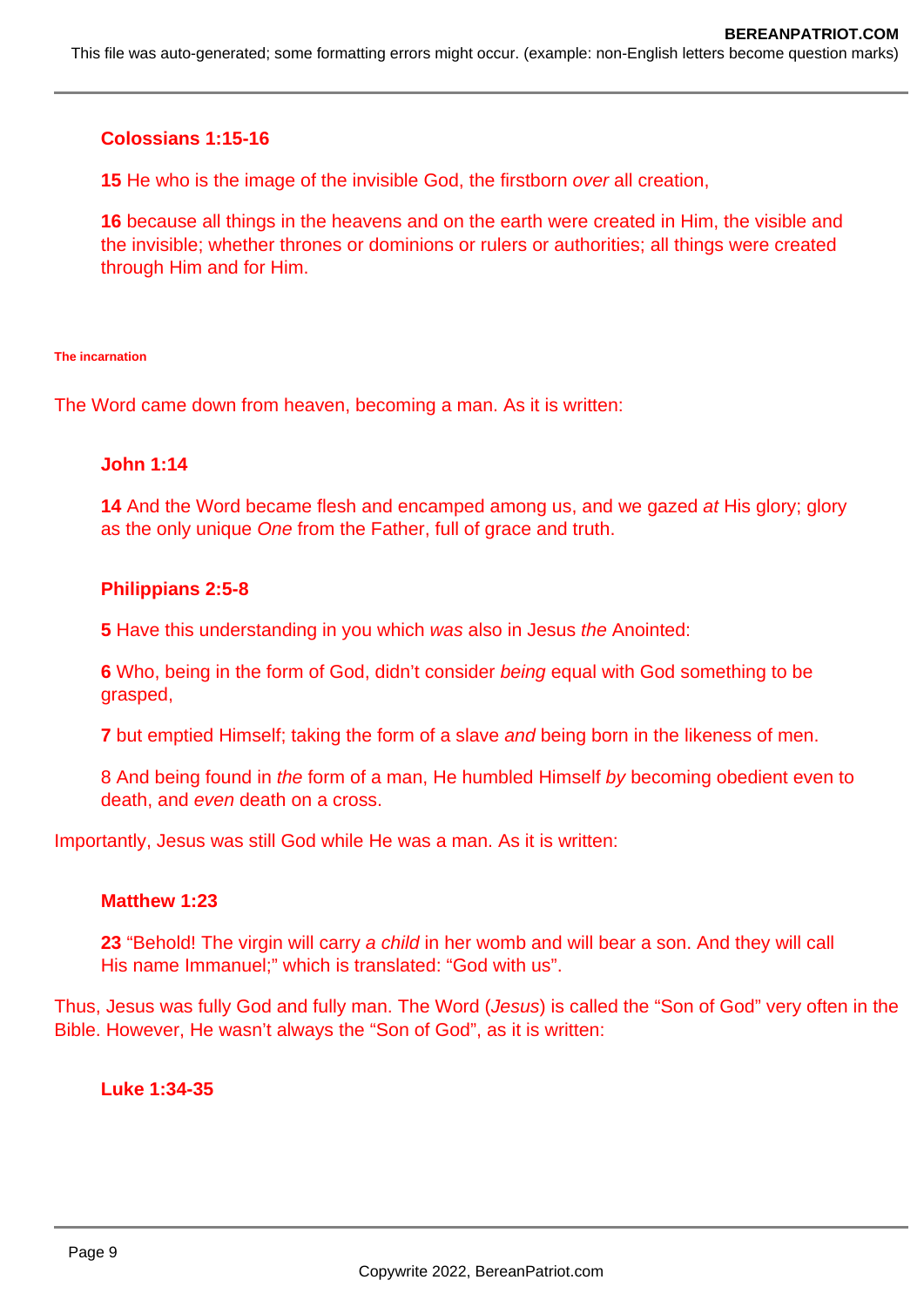**Colossians 1:15-16**

**15** He who is the image of the invisible God, the firstborn *over* all creation,

**16** because all things in the heavens and on the earth were created in Him, the visible and the invisible; whether thrones or dominions or rulers or authorities; all things were created through Him and for Him.

#### The incarnation

The Word came down from heaven, becoming a man. As it is written:

**John 1:14**

**14** And the Word became flesh and encamped among us, and we gazed *at* His glory; glory as the only unique *One* from the Father, full of grace and truth.

**Philippians 2:5-8**

**5** Have this understanding in you which *was* also in Jesus *the* Anointed:

**6** Who, being in the form of God, didn’t consider *being* equal with God something to be grasped,

**7** but emptied Himself; taking the form of a slave *and* being born in the likeness of men.

8 And being found in *the* form of a man, He humbled Himself *by* becoming obedient even to death, and *even* death on a cross.

Importantly, Jesus was still God while He was a man. As it is written:

**Matthew 1:23**

**23** “Behold! The virgin will carry *a child* in her womb and will bear a son. And they will call His name Immanuel;” which is translated: “God with us”.

Thus, Jesus was fully God and fully man. The Word (*Jesus*) is called the “Son of God” very often in the Bible. However, He wasn’t always the “Son of God”, as it is written:

**Luke 1:34-35**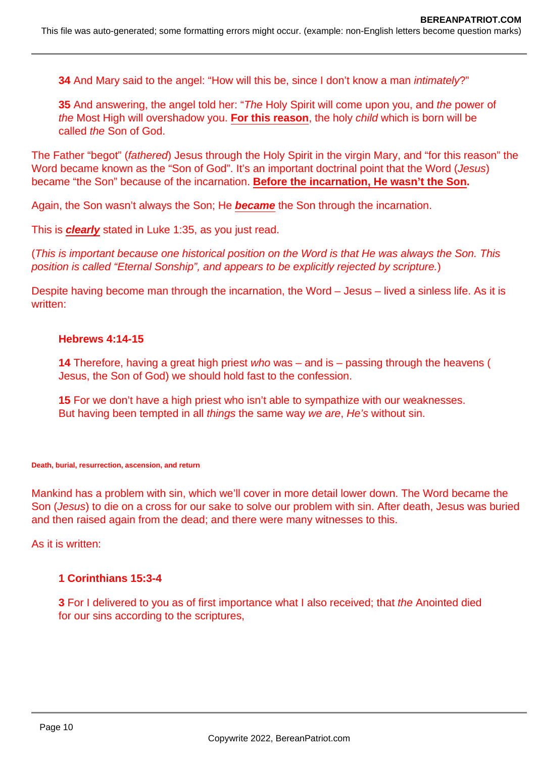> **34** And Mary said to the angel: “How will this be, since I don’t know a man *intimately*?”
>
> **35** And answering, the angel told her: “*The* Holy Spirit will come upon you, and *the* power of *the* Most High will overshadow you. **For this reason**, the holy *child* which is born will be called *the* Son of God.

The Father “begot” (*fathered*) Jesus through the Holy Spirit in the virgin Mary, and “for this reason” the Word became known as the “Son of God”. It’s an important doctrinal point that the Word (*Jesus*) became “the Son” because of the incarnation. **Before the incarnation, He wasn’t the Son.**

Again, the Son wasn’t always the Son; He ***became*** the Son through the incarnation.

This is ***clearly*** stated in Luke 1:35, as you just read.

(*This is important because one historical position on the Word is that He was always the Son. This position is called “Eternal Sonship”, and appears to be explicitly rejected by scripture.*)

Despite having become man through the incarnation, the Word – Jesus – lived a sinless life. As it is written:

> **Hebrews 4:14-15**
>
> **14** Therefore, having a great high priest *who* was – and is – passing through the heavens ( Jesus, the Son of God) we should hold fast to the confession.
>
> **15** For we don’t have a high priest who isn’t able to sympathize with our weaknesses. But having been tempted in all *things* the same way *we are*, *He’s* without sin.

#### Death, burial, resurrection, ascension, and return

Mankind has a problem with sin, which we’ll cover in more detail lower down. The Word became the Son (*Jesus*) to die on a cross for our sake to solve our problem with sin. After death, Jesus was buried and then raised again from the dead; and there were many witnesses to this.

As it is written:

> **1 Corinthians 15:3-4**
>
> **3** For I delivered to you as of first importance what I also received; that *the* Anointed died for our sins according to the scriptures,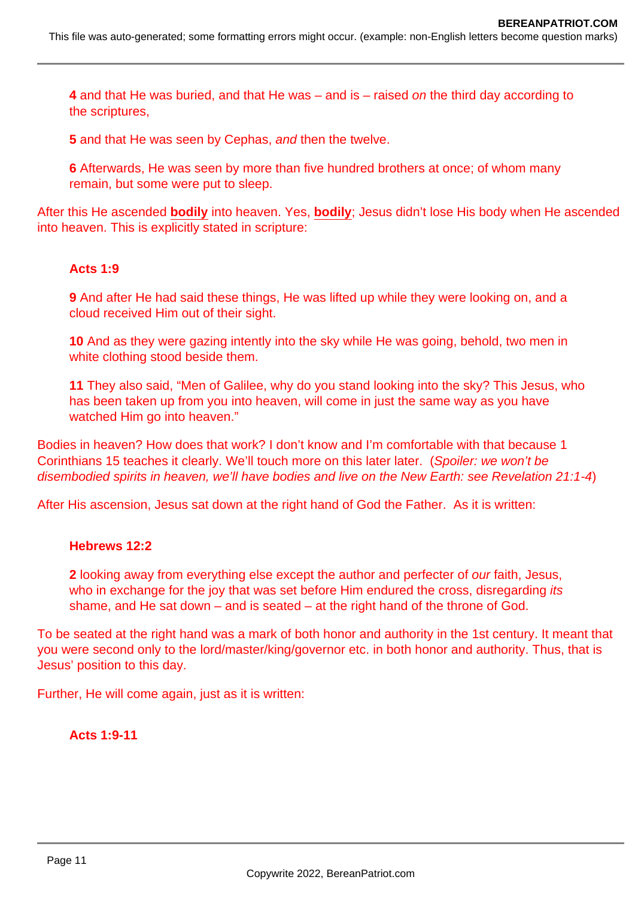**4** and that He was buried, and that He was – and is – raised *on* the third day according to the scriptures,

**5** and that He was seen by Cephas, *and* then the twelve.

**6** Afterwards, He was seen by more than five hundred brothers at once; of whom many remain, but some were put to sleep.

After this He ascended **bodily** into heaven. Yes, **bodily**; Jesus didn't lose His body when He ascended into heaven. This is explicitly stated in scripture:

**Acts 1:9**

**9** And after He had said these things, He was lifted up while they were looking on, and a cloud received Him out of their sight.

**10** And as they were gazing intently into the sky while He was going, behold, two men in white clothing stood beside them.

**11** They also said, "Men of Galilee, why do you stand looking into the sky? This Jesus, who has been taken up from you into heaven, will come in just the same way as you have watched Him go into heaven."

Bodies in heaven? How does that work? I don't know and I'm comfortable with that because 1 Corinthians 15 teaches it clearly. We'll touch more on this later later. (*Spoiler: we won't be disembodied spirits in heaven, we'll have bodies and live on the New Earth: see Revelation 21:1-4*)

After His ascension, Jesus sat down at the right hand of God the Father. As it is written:

**Hebrews 12:2**

**2** looking away from everything else except the author and perfecter of *our* faith, Jesus, who in exchange for the joy that was set before Him endured the cross, disregarding *its* shame, and He sat down – and is seated – at the right hand of the throne of God.

To be seated at the right hand was a mark of both honor and authority in the 1st century. It meant that you were second only to the lord/master/king/governor etc. in both honor and authority. Thus, that is Jesus' position to this day.

Further, He will come again, just as it is written:

**Acts 1:9-11**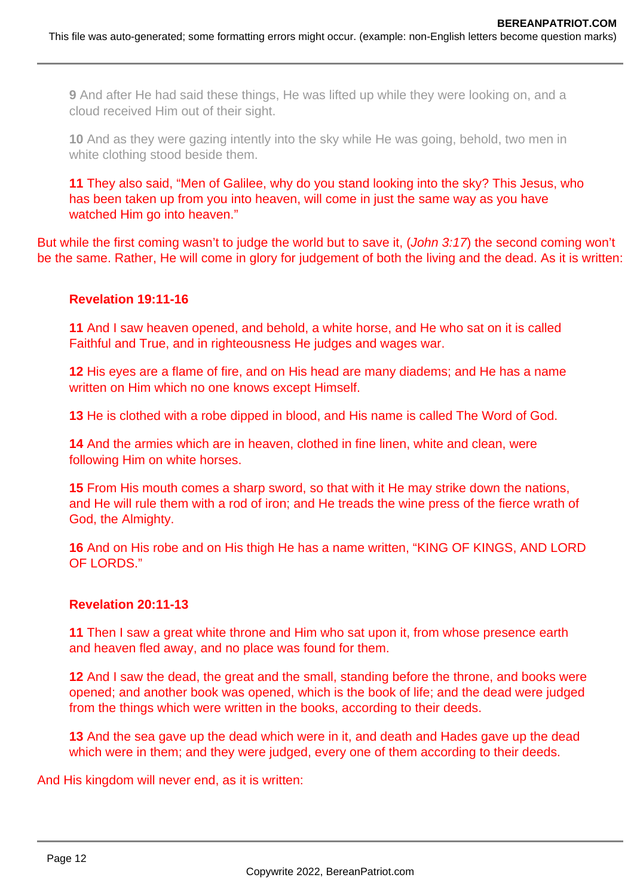**9** And after He had said these things, He was lifted up while they were looking on, and a cloud received Him out of their sight.

**10** And as they were gazing intently into the sky while He was going, behold, two men in white clothing stood beside them.

**11** They also said, "Men of Galilee, why do you stand looking into the sky? This Jesus, who has been taken up from you into heaven, will come in just the same way as you have watched Him go into heaven."

But while the first coming wasn't to judge the world but to save it, (*John 3:17*) the second coming won't be the same. Rather, He will come in glory for judgement of both the living and the dead. As it is written:

**Revelation 19:11-16**

**11** And I saw heaven opened, and behold, a white horse, and He who sat on it is called Faithful and True, and in righteousness He judges and wages war.

**12** His eyes are a flame of fire, and on His head are many diadems; and He has a name written on Him which no one knows except Himself.

**13** He is clothed with a robe dipped in blood, and His name is called The Word of God.

**14** And the armies which are in heaven, clothed in fine linen, white and clean, were following Him on white horses.

**15** From His mouth comes a sharp sword, so that with it He may strike down the nations, and He will rule them with a rod of iron; and He treads the wine press of the fierce wrath of God, the Almighty.

**16** And on His robe and on His thigh He has a name written, "KING OF KINGS, AND LORD OF LORDS."

**Revelation 20:11-13**

**11** Then I saw a great white throne and Him who sat upon it, from whose presence earth and heaven fled away, and no place was found for them.

**12** And I saw the dead, the great and the small, standing before the throne, and books were opened; and another book was opened, which is the book of life; and the dead were judged from the things which were written in the books, according to their deeds.

**13** And the sea gave up the dead which were in it, and death and Hades gave up the dead which were in them; and they were judged, every one of them according to their deeds.

And His kingdom will never end, as it is written: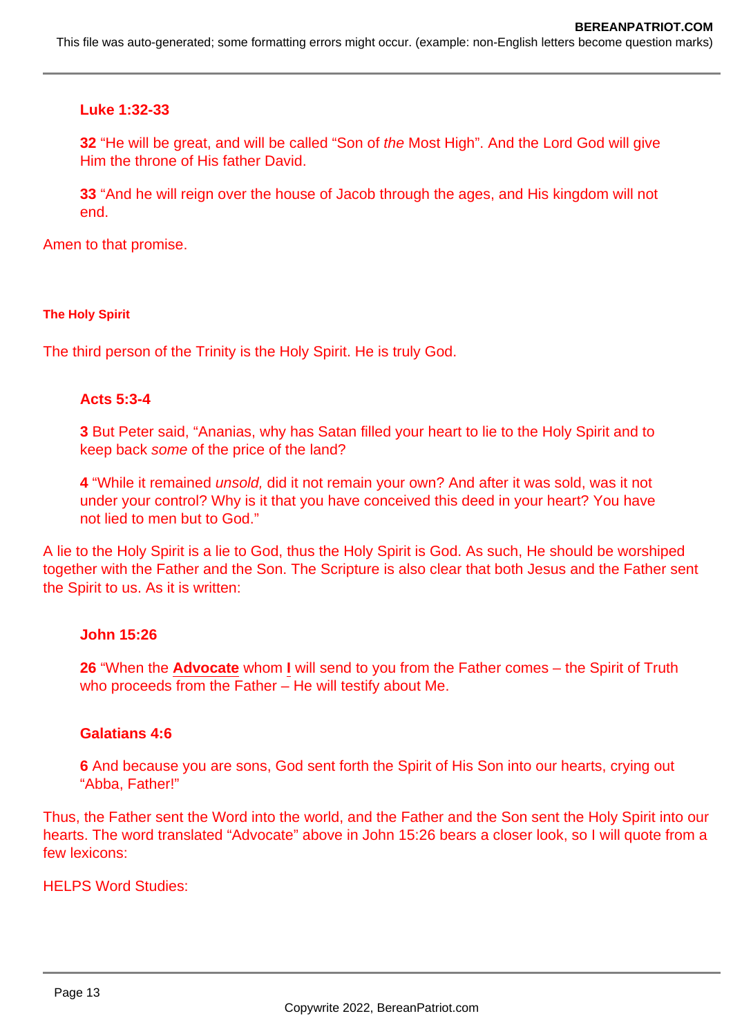**Luke 1:32-33**

> **32** "He will be great, and will be called "Son of *the* Most High". And the Lord God will give Him the throne of His father David.
>
> **33** "And he will reign over the house of Jacob through the ages, and His kingdom will not end.

Amen to that promise.

#### The Holy Spirit

The third person of the Trinity is the Holy Spirit. He is truly God.

**Acts 5:3-4**

> **3** But Peter said, "Ananias, why has Satan filled your heart to lie to the Holy Spirit and to keep back *some* of the price of the land?
>
> **4** "While it remained *unsold,* did it not remain your own? And after it was sold, was it not under your control? Why is it that you have conceived this deed in your heart? You have not lied to men but to God."

A lie to the Holy Spirit is a lie to God, thus the Holy Spirit is God. As such, He should be worshiped together with the Father and the Son. The Scripture is also clear that both Jesus and the Father sent the Spirit to us. As it is written:

**John 15:26**

> **26** "When the **Advocate** whom **I** will send to you from the Father comes – the Spirit of Truth who proceeds from the Father – He will testify about Me.

**Galatians 4:6**

> **6** And because you are sons, God sent forth the Spirit of His Son into our hearts, crying out "Abba, Father!"

Thus, the Father sent the Word into the world, and the Father and the Son sent the Holy Spirit into our hearts. The word translated "Advocate" above in John 15:26 bears a closer look, so I will quote from a few lexicons:

HELPS Word Studies: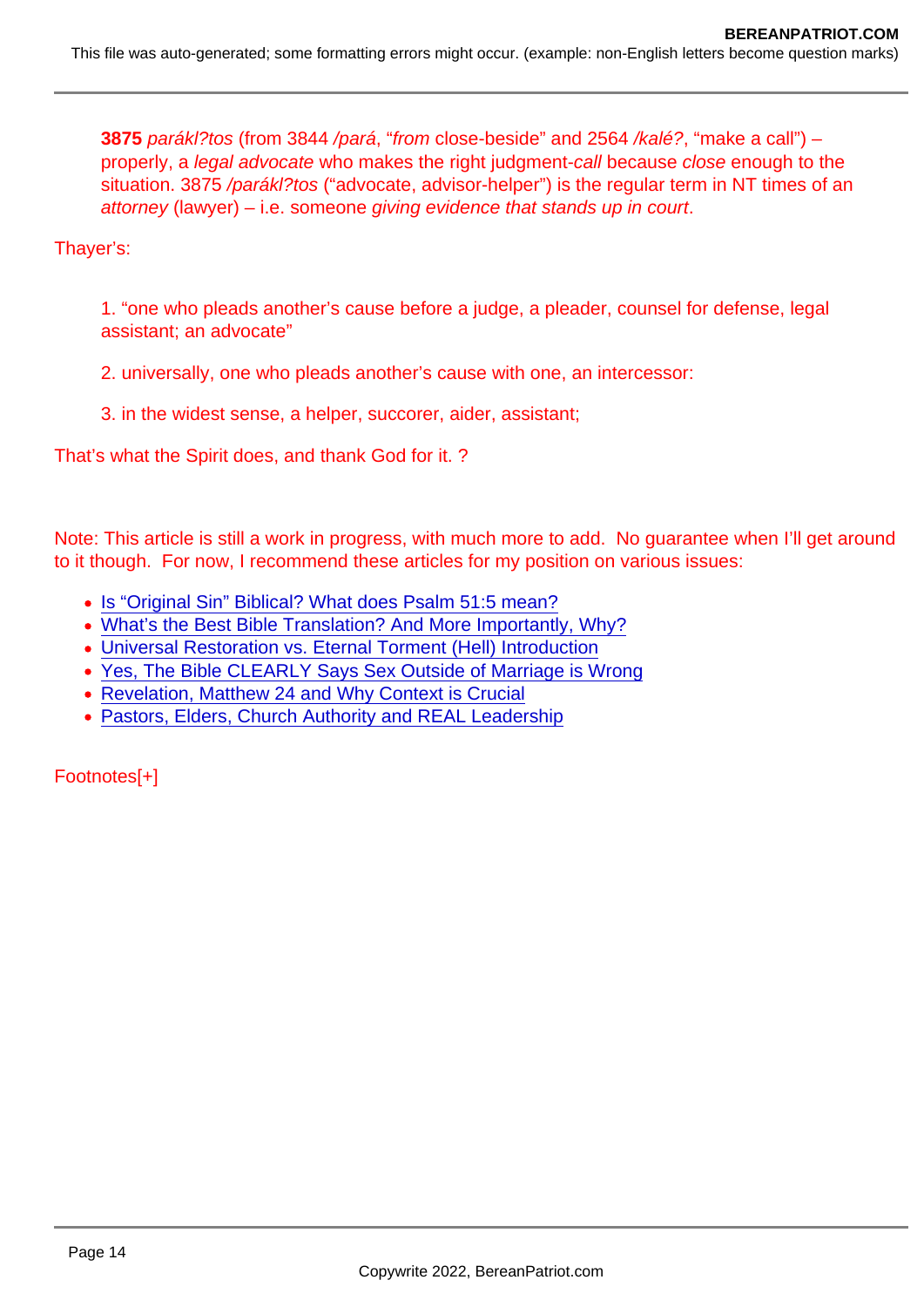> **3875** *parákl?tos* (from 3844 */pará*, "*from* close-beside" and 2564 */kalé?*, "make a call") – properly, a *legal advocate* who makes the right judgment-*call* because *close* enough to the situation. 3875 */parákl?tos* ("advocate, advisor-helper") is the regular term in NT times of an *attorney* (lawyer) – i.e. someone *giving evidence that stands up in court*.

Thayer's:

> 1. "one who pleads another's cause before a judge, a pleader, counsel for defense, legal assistant; an advocate"
>
> 2. universally, one who pleads another's cause with one, an intercessor:
>
> 3. in the widest sense, a helper, succorer, aider, assistant;

That's what the Spirit does, and thank God for it. ?

Note: This article is still a work in progress, with much more to add. No guarantee when I'll get around to it though. For now, I recommend these articles for my position on various issues:

- Is "Original Sin" Biblical? What does Psalm 51:5 mean?
- What's the Best Bible Translation? And More Importantly, Why?
- Universal Restoration vs. Eternal Torment (Hell) Introduction
- Yes, The Bible CLEARLY Says Sex Outside of Marriage is Wrong
- Revelation, Matthew 24 and Why Context is Crucial
- Pastors, Elders, Church Authority and REAL Leadership

Footnotes[+]